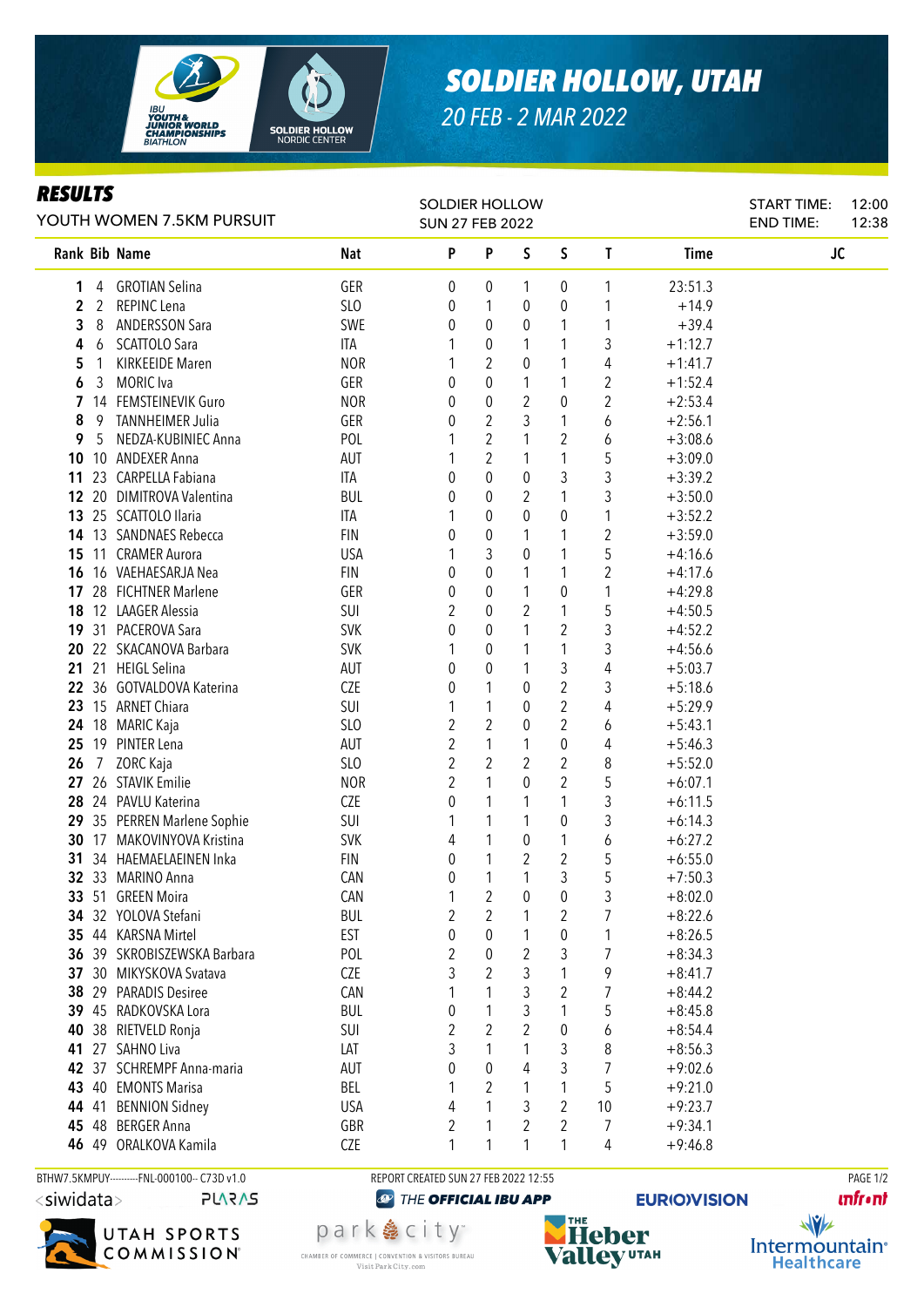# SOLDIER HOLLOW, UTAH

20 FEB - 2 MAR 2022

## RESULTS

YOUTH WOMEN 7.5KM PURSUIT

SOLDIER HOLLOW
SUN 27 FEB 2022

START TIME: 12:00
END TIME: 12:38

| Rank | Bib | Name | Nat | P | P | S | S | T | Time | JC |
|---|---|---|---|---|---|---|---|---|---|---|
| 1 | 4 | GROTIAN Selina | GER | 0 | 0 | 1 | 0 | 1 | 23:51.3 | |
| 2 | 2 | REPINC Lena | SLO | 0 | 1 | 0 | 0 | 1 | +14.9 | |
| 3 | 8 | ANDERSSON Sara | SWE | 0 | 0 | 0 | 1 | 1 | +39.4 | |
| 4 | 6 | SCATTOLO Sara | ITA | 1 | 0 | 1 | 1 | 3 | +1:12.7 | |
| 5 | 1 | KIRKEEIDE Maren | NOR | 1 | 2 | 0 | 1 | 4 | +1:41.7 | |
| 6 | 3 | MORIC Iva | GER | 0 | 0 | 1 | 1 | 2 | +1:52.4 | |
| 7 | 14 | FEMSTEINEVIK Guro | NOR | 0 | 0 | 2 | 0 | 2 | +2:53.4 | |
| 8 | 9 | TANNHEIMER Julia | GER | 0 | 2 | 3 | 1 | 6 | +2:56.1 | |
| 9 | 5 | NEDZA-KUBINIEC Anna | POL | 1 | 2 | 1 | 2 | 6 | +3:08.6 | |
| 10 | 10 | ANDEXER Anna | AUT | 1 | 2 | 1 | 1 | 5 | +3:09.0 | |
| 11 | 23 | CARPELLA Fabiana | ITA | 0 | 0 | 0 | 3 | 3 | +3:39.2 | |
| 12 | 20 | DIMITROVA Valentina | BUL | 0 | 0 | 2 | 1 | 3 | +3:50.0 | |
| 13 | 25 | SCATTOLO Ilaria | ITA | 1 | 0 | 0 | 0 | 1 | +3:52.2 | |
| 14 | 13 | SANDNAES Rebecca | FIN | 0 | 0 | 1 | 1 | 2 | +3:59.0 | |
| 15 | 11 | CRAMER Aurora | USA | 1 | 3 | 0 | 1 | 5 | +4:16.6 | |
| 16 | 16 | VAEHAESARJA Nea | FIN | 0 | 0 | 1 | 1 | 2 | +4:17.6 | |
| 17 | 28 | FICHTNER Marlene | GER | 0 | 0 | 1 | 0 | 1 | +4:29.8 | |
| 18 | 12 | LAAGER Alessia | SUI | 2 | 0 | 2 | 1 | 5 | +4:50.5 | |
| 19 | 31 | PACEROVA Sara | SVK | 0 | 0 | 1 | 2 | 3 | +4:52.2 | |
| 20 | 22 | SKACANOVA Barbara | SVK | 1 | 0 | 1 | 1 | 3 | +4:56.6 | |
| 21 | 21 | HEIGL Selina | AUT | 0 | 0 | 1 | 3 | 4 | +5:03.7 | |
| 22 | 36 | GOTVALDOVA Katerina | CZE | 0 | 1 | 0 | 2 | 3 | +5:18.6 | |
| 23 | 15 | ARNET Chiara | SUI | 1 | 1 | 0 | 2 | 4 | +5:29.9 | |
| 24 | 18 | MARIC Kaja | SLO | 2 | 2 | 0 | 2 | 6 | +5:43.1 | |
| 25 | 19 | PINTER Lena | AUT | 2 | 1 | 1 | 0 | 4 | +5:46.3 | |
| 26 | 7 | ZORC Kaja | SLO | 2 | 2 | 2 | 2 | 8 | +5:52.0 | |
| 27 | 26 | STAVIK Emilie | NOR | 2 | 1 | 0 | 2 | 5 | +6:07.1 | |
| 28 | 24 | PAVLU Katerina | CZE | 0 | 1 | 1 | 1 | 3 | +6:11.5 | |
| 29 | 35 | PERREN Marlene Sophie | SUI | 1 | 1 | 1 | 0 | 3 | +6:14.3 | |
| 30 | 17 | MAKOVINYOVA Kristina | SVK | 4 | 1 | 0 | 1 | 6 | +6:27.2 | |
| 31 | 34 | HAEMAELAEINEN Inka | FIN | 0 | 1 | 2 | 2 | 5 | +6:55.0 | |
| 32 | 33 | MARINO Anna | CAN | 0 | 1 | 1 | 3 | 5 | +7:50.3 | |
| 33 | 51 | GREEN Moira | CAN | 1 | 2 | 0 | 0 | 3 | +8:02.0 | |
| 34 | 32 | YOLOVA Stefani | BUL | 2 | 2 | 1 | 2 | 7 | +8:22.6 | |
| 35 | 44 | KARSNA Mirtel | EST | 0 | 0 | 1 | 0 | 1 | +8:26.5 | |
| 36 | 39 | SKROBISZEWSKA Barbara | POL | 2 | 0 | 2 | 3 | 7 | +8:34.3 | |
| 37 | 30 | MIKYSKOVA Svatava | CZE | 3 | 2 | 3 | 1 | 9 | +8:41.7 | |
| 38 | 29 | PARADIS Desiree | CAN | 1 | 1 | 3 | 2 | 7 | +8:44.2 | |
| 39 | 45 | RADKOVSKA Lora | BUL | 0 | 1 | 3 | 1 | 5 | +8:45.8 | |
| 40 | 38 | RIETVELD Ronja | SUI | 2 | 2 | 2 | 0 | 6 | +8:54.4 | |
| 41 | 27 | SAHNO Liva | LAT | 3 | 1 | 1 | 3 | 8 | +8:56.3 | |
| 42 | 37 | SCHREMPF Anna-maria | AUT | 0 | 0 | 4 | 3 | 7 | +9:02.6 | |
| 43 | 40 | EMONTS Marisa | BEL | 1 | 2 | 1 | 1 | 5 | +9:21.0 | |
| 44 | 41 | BENNION Sidney | USA | 4 | 1 | 3 | 2 | 10 | +9:23.7 | |
| 45 | 48 | BERGER Anna | GBR | 2 | 1 | 2 | 2 | 7 | +9:34.1 | |
| 46 | 49 | ORALKOVA Kamila | CZE | 1 | 1 | 1 | 1 | 4 | +9:46.8 | |

BTHW7.5KMPUY---------FNL-000100-- C73D v1.0 REPORT CREATED SUN 27 FEB 2022 12:55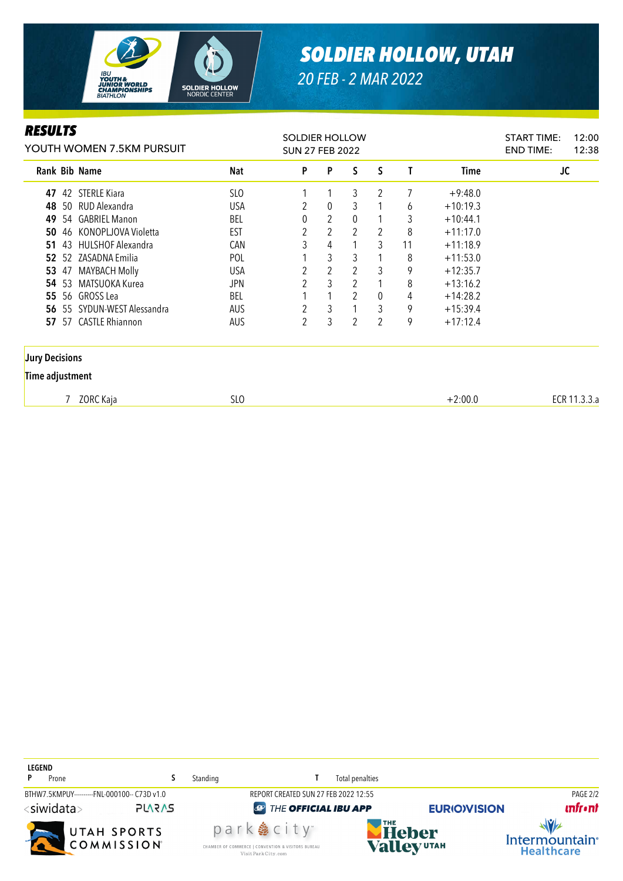# SOLDIER HOLLOW, UTAH

*20 FEB - 2 MAR 2022*

## RESULTS

YOUTH WOMEN 7.5KM PURSUIT

SOLDIER HOLLOW
SUN 27 FEB 2022

START TIME: 12:00
END TIME: 12:38

| Rank | Bib | Name | Nat | P | P | S | S | T | Time | JC |
|---|---|---|---|---|---|---|---|---|---|---|
| **47** | 42 | STERLE Kiara | SLO | 1 | 1 | 3 | 2 | 7 | +9:48.0 | |
| **48** | 50 | RUD Alexandra | USA | 2 | 0 | 3 | 1 | 6 | +10:19.3 | |
| **49** | 54 | GABRIEL Manon | BEL | 0 | 2 | 0 | 1 | 3 | +10:44.1 | |
| **50** | 46 | KONOPLJOVA Violetta | EST | 2 | 2 | 2 | 2 | 8 | +11:17.0 | |
| **51** | 43 | HULSHOF Alexandra | CAN | 3 | 4 | 1 | 3 | 11 | +11:18.9 | |
| **52** | 52 | ZASADNA Emilia | POL | 1 | 3 | 3 | 1 | 8 | +11:53.0 | |
| **53** | 47 | MAYBACH Molly | USA | 2 | 2 | 2 | 3 | 9 | +12:35.7 | |
| **54** | 53 | MATSUOKA Kurea | JPN | 2 | 3 | 2 | 1 | 8 | +13:16.2 | |
| **55** | 56 | GROSS Lea | BEL | 1 | 1 | 2 | 0 | 4 | +14:28.2 | |
| **56** | 55 | SYDUN-WEST Alessandra | AUS | 2 | 3 | 1 | 3 | 9 | +15:39.4 | |
| **57** | 57 | CASTLE Rhiannon | AUS | 2 | 3 | 2 | 2 | 9 | +17:12.4 | |

**Jury Decisions**

**Time adjustment**

| | | | | | |
|---|---|---|---|---|---|
| 7 | ZORC Kaja | SLO | | +2:00.0 | ECR 11.3.3.a |

**LEGEND**

**P** Prone **S** Standing **T** Total penalties

BTHW7.5KMPUY----------FNL-000100-- C73D v1.0 REPORT CREATED SUN 27 FEB 2022 12:55